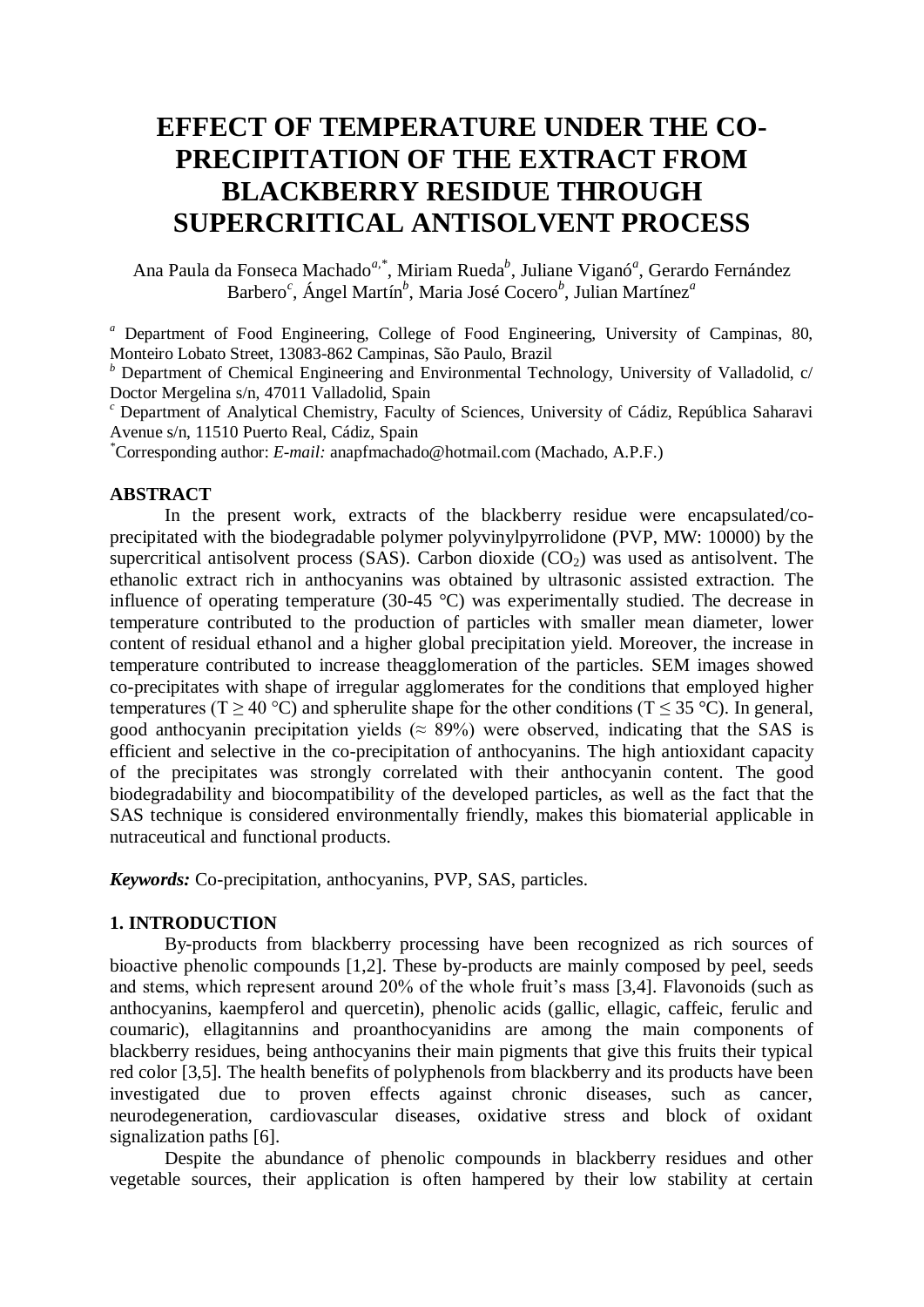# EFFECT OF TEMPERATURE UNDER THE CO-PRECIPITATION OF THE EXTRACT FROM BLACKBERRY RESIDUE THROUGH SUPERCRITICAL ANTISOLVENT PROCESS

Ana Paula da Fonseca Machado[a,*], Miriam Rueda[b], Juliane Viganó[a], Gerardo Fernández Barbero[c], Ángel Martín[b], Maria José Cocero[b], Julian Martínez[a]

[a] Department of Food Engineering, College of Food Engineering, University of Campinas, 80, Monteiro Lobato Street, 13083-862 Campinas, São Paulo, Brazil

[b] Department of Chemical Engineering and Environmental Technology, University of Valladolid, c/ Doctor Mergelina s/n, 47011 Valladolid, Spain

[c] Department of Analytical Chemistry, Faculty of Sciences, University of Cádiz, República Saharavi Avenue s/n, 11510 Puerto Real, Cádiz, Spain

[*]Corresponding author: *E-mail:* anapfmachado@hotmail.com (Machado, A.P.F.)

## ABSTRACT

In the present work, extracts of the blackberry residue were encapsulated/co-precipitated with the biodegradable polymer polyvinylpyrrolidone (PVP, MW: 10000) by the supercritical antisolvent process (SAS). Carbon dioxide ($CO_2$) was used as antisolvent. The ethanolic extract rich in anthocyanins was obtained by ultrasonic assisted extraction. The influence of operating temperature (30-45 °C) was experimentally studied. The decrease in temperature contributed to the production of particles with smaller mean diameter, lower content of residual ethanol and a higher global precipitation yield. Moreover, the increase in temperature contributed to increase theagglomeration of the particles. SEM images showed co-precipitates with shape of irregular agglomerates for the conditions that employed higher temperatures ($T \geq 40$ °C) and spherulite shape for the other conditions ($T \leq 35$ °C). In general, good anthocyanin precipitation yields (≈ 89%) were observed, indicating that the SAS is efficient and selective in the co-precipitation of anthocyanins. The high antioxidant capacity of the precipitates was strongly correlated with their anthocyanin content. The good biodegradability and biocompatibility of the developed particles, as well as the fact that the SAS technique is considered environmentally friendly, makes this biomaterial applicable in nutraceutical and functional products.

***Keywords:*** Co-precipitation, anthocyanins, PVP, SAS, particles.

## 1. INTRODUCTION

By-products from blackberry processing have been recognized as rich sources of bioactive phenolic compounds [1,2]. These by-products are mainly composed by peel, seeds and stems, which represent around 20% of the whole fruit's mass [3,4]. Flavonoids (such as anthocyanins, kaempferol and quercetin), phenolic acids (gallic, ellagic, caffeic, ferulic and coumaric), ellagitannins and proanthocyanidins are among the main components of blackberry residues, being anthocyanins their main pigments that give this fruits their typical red color [3,5]. The health benefits of polyphenols from blackberry and its products have been investigated due to proven effects against chronic diseases, such as cancer, neurodegeneration, cardiovascular diseases, oxidative stress and block of oxidant signalization paths [6].

Despite the abundance of phenolic compounds in blackberry residues and other vegetable sources, their application is often hampered by their low stability at certain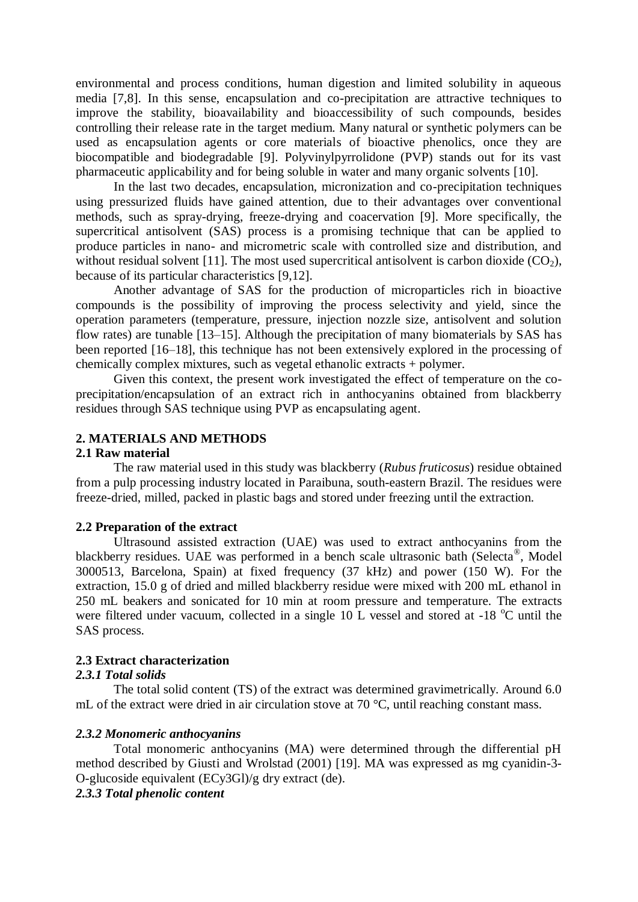environmental and process conditions, human digestion and limited solubility in aqueous media [7,8]. In this sense, encapsulation and co-precipitation are attractive techniques to improve the stability, bioavailability and bioaccessibility of such compounds, besides controlling their release rate in the target medium. Many natural or synthetic polymers can be used as encapsulation agents or core materials of bioactive phenolics, once they are biocompatible and biodegradable [9]. Polyvinylpyrrolidone (PVP) stands out for its vast pharmaceutic applicability and for being soluble in water and many organic solvents [10].

In the last two decades, encapsulation, micronization and co-precipitation techniques using pressurized fluids have gained attention, due to their advantages over conventional methods, such as spray-drying, freeze-drying and coacervation [9]. More specifically, the supercritical antisolvent (SAS) process is a promising technique that can be applied to produce particles in nano- and micrometric scale with controlled size and distribution, and without residual solvent [11]. The most used supercritical antisolvent is carbon dioxide ($CO_2$), because of its particular characteristics [9,12].

Another advantage of SAS for the production of microparticles rich in bioactive compounds is the possibility of improving the process selectivity and yield, since the operation parameters (temperature, pressure, injection nozzle size, antisolvent and solution flow rates) are tunable [13–15]. Although the precipitation of many biomaterials by SAS has been reported [16–18], this technique has not been extensively explored in the processing of chemically complex mixtures, such as vegetal ethanolic extracts + polymer.

Given this context, the present work investigated the effect of temperature on the co-precipitation/encapsulation of an extract rich in anthocyanins obtained from blackberry residues through SAS technique using PVP as encapsulating agent.

## 2. MATERIALS AND METHODS

### 2.1 Raw material

The raw material used in this study was blackberry (*Rubus fruticosus*) residue obtained from a pulp processing industry located in Paraibuna, south-eastern Brazil. The residues were freeze-dried, milled, packed in plastic bags and stored under freezing until the extraction.

### 2.2 Preparation of the extract

Ultrasound assisted extraction (UAE) was used to extract anthocyanins from the blackberry residues. UAE was performed in a bench scale ultrasonic bath (Selecta®, Model 3000513, Barcelona, Spain) at fixed frequency (37 kHz) and power (150 W). For the extraction, 15.0 g of dried and milled blackberry residue were mixed with 200 mL ethanol in 250 mL beakers and sonicated for 10 min at room pressure and temperature. The extracts were filtered under vacuum, collected in a single 10 L vessel and stored at -18 °C until the SAS process.

### 2.3 Extract characterization

#### *2.3.1 Total solids*

The total solid content (TS) of the extract was determined gravimetrically. Around 6.0 mL of the extract were dried in air circulation stove at 70 °C, until reaching constant mass.

#### *2.3.2 Monomeric anthocyanins*

Total monomeric anthocyanins (MA) were determined through the differential pH method described by Giusti and Wrolstad (2001) [19]. MA was expressed as mg cyanidin-3-O-glucoside equivalent (ECy3Gl)/g dry extract (de).

#### *2.3.3 Total phenolic content*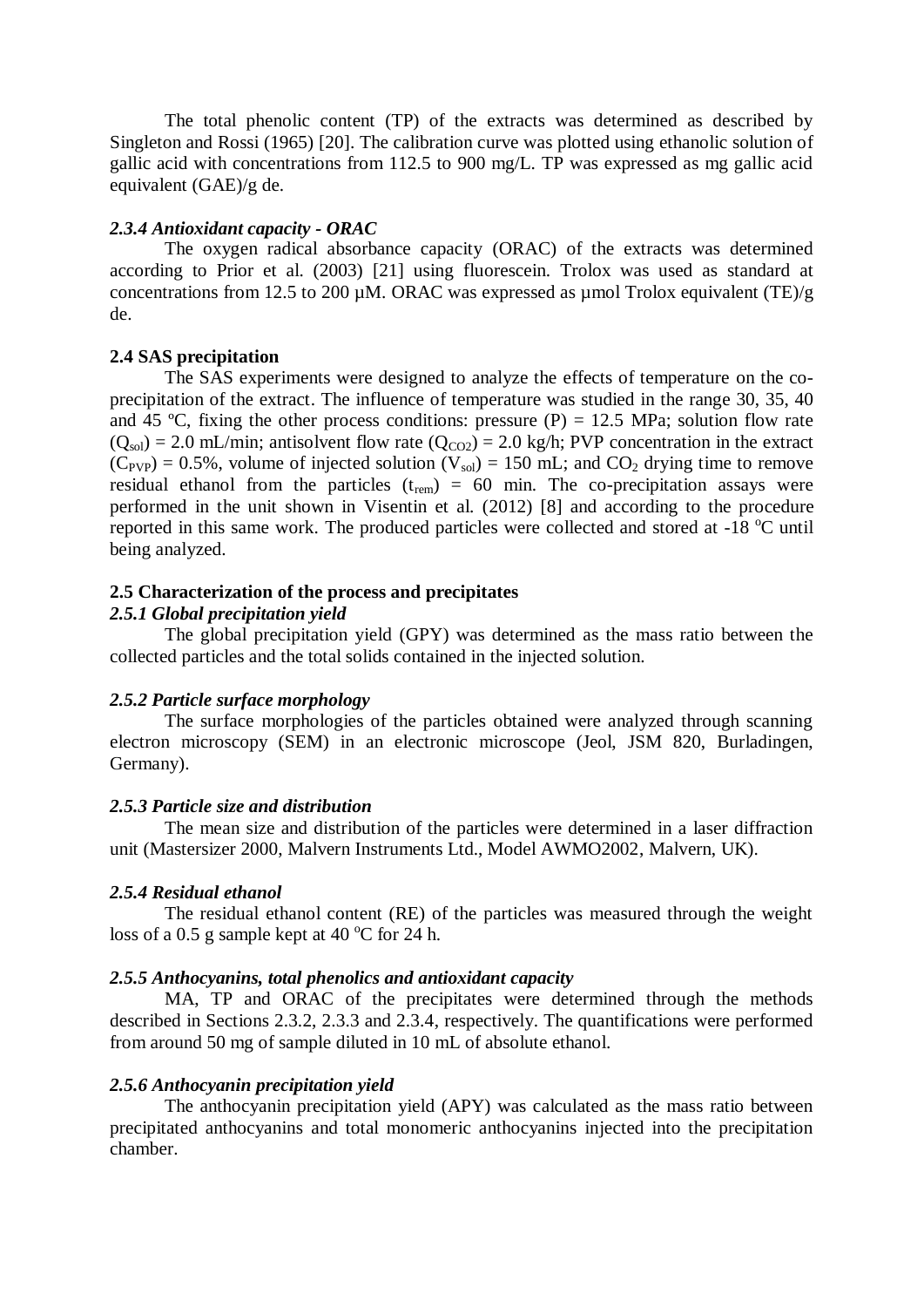The total phenolic content (TP) of the extracts was determined as described by Singleton and Rossi (1965) [20]. The calibration curve was plotted using ethanolic solution of gallic acid with concentrations from 112.5 to 900 mg/L. TP was expressed as mg gallic acid equivalent (GAE)/g de.

#### *2.3.4 Antioxidant capacity - ORAC*

The oxygen radical absorbance capacity (ORAC) of the extracts was determined according to Prior et al. (2003) [21] using fluorescein. Trolox was used as standard at concentrations from 12.5 to 200 µM. ORAC was expressed as µmol Trolox equivalent (TE)/g de.

### 2.4 SAS precipitation

The SAS experiments were designed to analyze the effects of temperature on the co-precipitation of the extract. The influence of temperature was studied in the range 30, 35, 40 and 45 ºC, fixing the other process conditions: pressure (P) = 12.5 MPa; solution flow rate ($Q_{sol}$) = 2.0 mL/min; antisolvent flow rate ($Q_{CO2}$) = 2.0 kg/h; PVP concentration in the extract ($C_{PVP}$) = 0.5%, volume of injected solution ($V_{sol}$) = 150 mL; and $CO_2$ drying time to remove residual ethanol from the particles ($t_{rem}$) = 60 min. The co-precipitation assays were performed in the unit shown in Visentin et al. (2012) [8] and according to the procedure reported in this same work. The produced particles were collected and stored at -18 °C until being analyzed.

### 2.5 Characterization of the process and precipitates

#### *2.5.1 Global precipitation yield*

The global precipitation yield (GPY) was determined as the mass ratio between the collected particles and the total solids contained in the injected solution.

#### *2.5.2 Particle surface morphology*

The surface morphologies of the particles obtained were analyzed through scanning electron microscopy (SEM) in an electronic microscope (Jeol, JSM 820, Burladingen, Germany).

#### *2.5.3 Particle size and distribution*

The mean size and distribution of the particles were determined in a laser diffraction unit (Mastersizer 2000, Malvern Instruments Ltd., Model AWMO2002, Malvern, UK).

#### *2.5.4 Residual ethanol*

The residual ethanol content (RE) of the particles was measured through the weight loss of a 0.5 g sample kept at 40 °C for 24 h.

#### *2.5.5 Anthocyanins, total phenolics and antioxidant capacity*

MA, TP and ORAC of the precipitates were determined through the methods described in Sections 2.3.2, 2.3.3 and 2.3.4, respectively. The quantifications were performed from around 50 mg of sample diluted in 10 mL of absolute ethanol.

#### *2.5.6 Anthocyanin precipitation yield*

The anthocyanin precipitation yield (APY) was calculated as the mass ratio between precipitated anthocyanins and total monomeric anthocyanins injected into the precipitation chamber.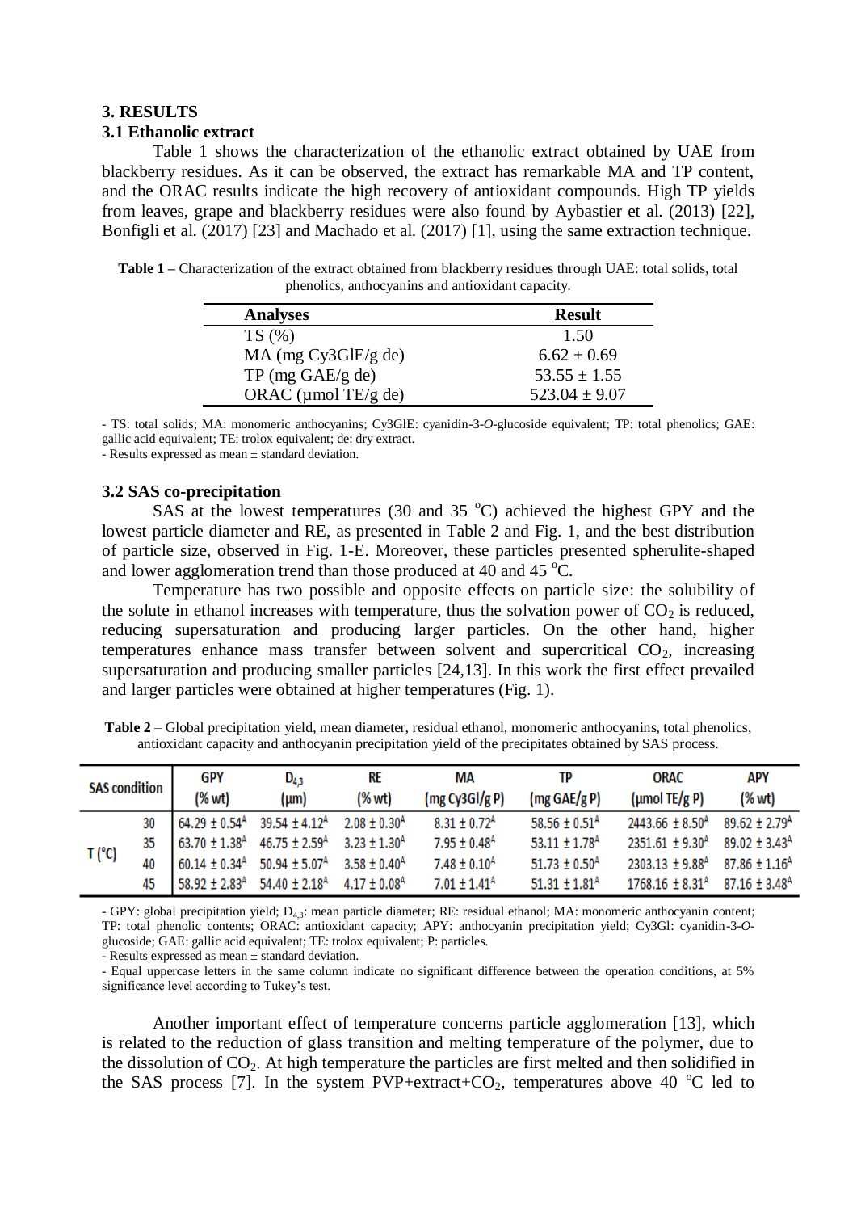## 3. RESULTS

### 3.1 Ethanolic extract

Table 1 shows the characterization of the ethanolic extract obtained by UAE from blackberry residues. As it can be observed, the extract has remarkable MA and TP content, and the ORAC results indicate the high recovery of antioxidant compounds. High TP yields from leaves, grape and blackberry residues were also found by Aybastier et al. (2013) [22], Bonfigli et al. (2017) [23] and Machado et al. (2017) [1], using the same extraction technique.

**Table 1 –** Characterization of the extract obtained from blackberry residues through UAE: total solids, total phenolics, anthocyanins and antioxidant capacity.

| Analyses | Result |
|---|---|
| TS (%) | 1.50 |
| MA (mg Cy3GlE/g de) | 6.62 ± 0.69 |
| TP (mg GAE/g de) | 53.55 ± 1.55 |
| ORAC (µmol TE/g de) | 523.04 ± 9.07 |

- TS: total solids; MA: monomeric anthocyanins; Cy3GlE: cyanidin-3-*O*-glucoside equivalent; TP: total phenolics; GAE: gallic acid equivalent; TE: trolox equivalent; de: dry extract.
- Results expressed as mean ± standard deviation.

### 3.2 SAS co-precipitation

SAS at the lowest temperatures (30 and 35 °C) achieved the highest GPY and the lowest particle diameter and RE, as presented in Table 2 and Fig. 1, and the best distribution of particle size, observed in Fig. 1-E. Moreover, these particles presented spherulite-shaped and lower agglomeration trend than those produced at 40 and 45 °C.

Temperature has two possible and opposite effects on particle size: the solubility of the solute in ethanol increases with temperature, thus the solvation power of $CO_2$ is reduced, reducing supersaturation and producing larger particles. On the other hand, higher temperatures enhance mass transfer between solvent and supercritical $CO_2$, increasing supersaturation and producing smaller particles [24,13]. In this work the first effect prevailed and larger particles were obtained at higher temperatures (Fig. 1).

**Table 2** – Global precipitation yield, mean diameter, residual ethanol, monomeric anthocyanins, total phenolics, antioxidant capacity and anthocyanin precipitation yield of the precipitates obtained by SAS process.

| SAS condition | | GPY (% wt) | $D_{4,3}$ (µm) | RE (% wt) | MA (mg Cy3Gl/g P) | TP (mg GAE/g P) | ORAC (µmol TE/g P) | APY (% wt) |
|---|---|---|---|---|---|---|---|---|
| T (°C) | 30 | 64.29 ± 0.54[A] | 39.54 ± 4.12[A] | 2.08 ± 0.30[A] | 8.31 ± 0.72[A] | 58.56 ± 0.51[A] | 2443.66 ± 8.50[A] | 89.62 ± 2.79[A] |
| | 35 | 63.70 ± 1.38[A] | 46.75 ± 2.59[A] | 3.23 ± 1.30[A] | 7.95 ± 0.48[A] | 53.11 ± 1.78[A] | 2351.61 ± 9.30[A] | 89.02 ± 3.43[A] |
| | 40 | 60.14 ± 0.34[A] | 50.94 ± 5.07[A] | 3.58 ± 0.40[A] | 7.48 ± 0.10[A] | 51.73 ± 0.50[A] | 2303.13 ± 9.88[A] | 87.86 ± 1.16[A] |
| | 45 | 58.92 ± 2.83[A] | 54.40 ± 2.18[A] | 4.17 ± 0.08[A] | 7.01 ± 1.41[A] | 51.31 ± 1.81[A] | 1768.16 ± 8.31[A] | 87.16 ± 3.48[A] |

- GPY: global precipitation yield; $D_{4,3}$: mean particle diameter; RE: residual ethanol; MA: monomeric anthocyanin content; TP: total phenolic contents; ORAC: antioxidant capacity; APY: anthocyanin precipitation yield; Cy3Gl: cyanidin-3-*O*-glucoside; GAE: gallic acid equivalent; TE: trolox equivalent; P: particles.
- Results expressed as mean ± standard deviation.
- Equal uppercase letters in the same column indicate no significant difference between the operation conditions, at 5% significance level according to Tukey's test.

Another important effect of temperature concerns particle agglomeration [13], which is related to the reduction of glass transition and melting temperature of the polymer, due to the dissolution of $CO_2$. At high temperature the particles are first melted and then solidified in the SAS process [7]. In the system PVP+extract+$CO_2$, temperatures above 40 °C led to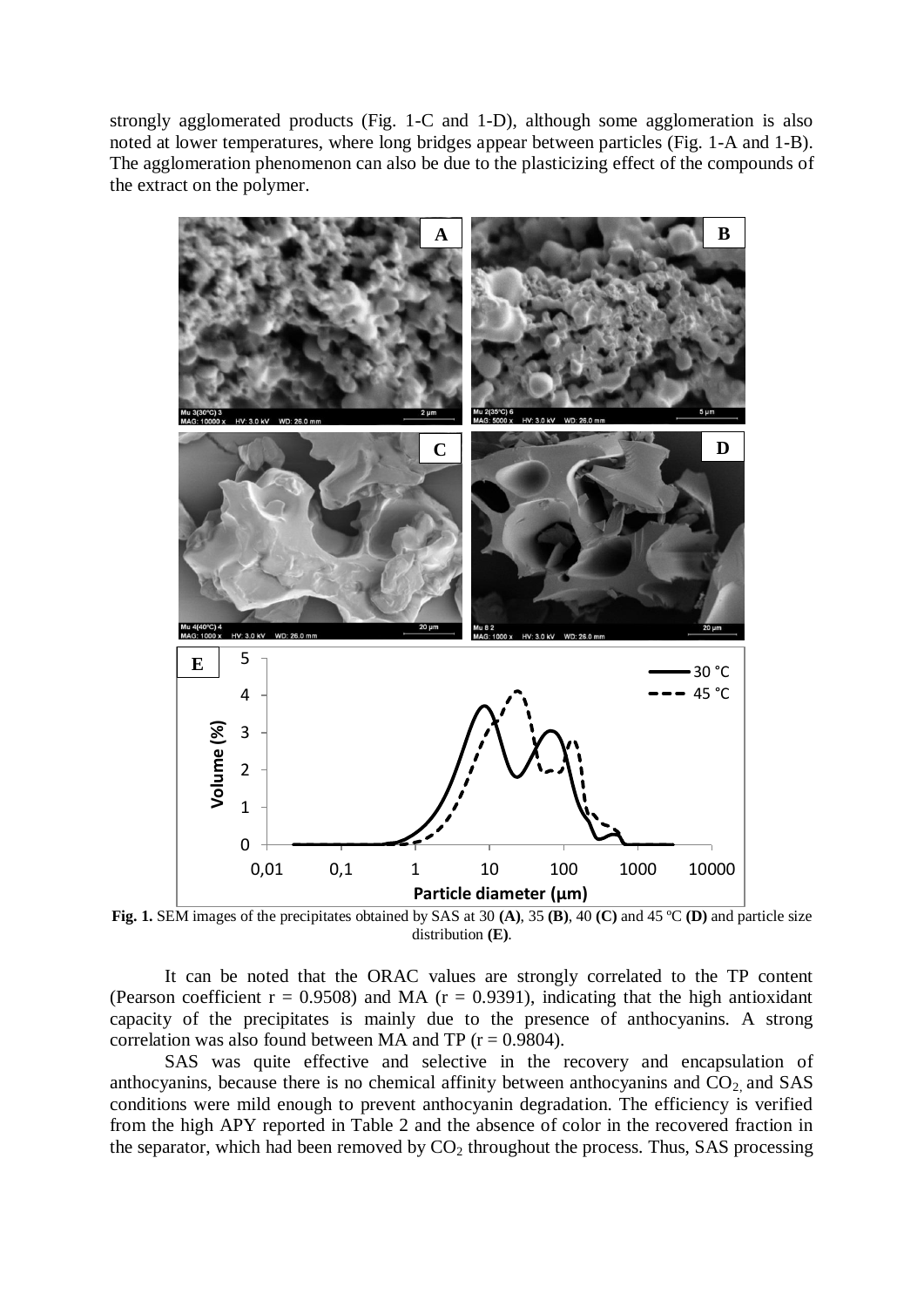strongly agglomerated products (Fig. 1-C and 1-D), although some agglomeration is also noted at lower temperatures, where long bridges appear between particles (Fig. 1-A and 1-B). The agglomeration phenomenon can also be due to the plasticizing effect of the compounds of the extract on the polymer.

**Fig. 1.** SEM images of the precipitates obtained by SAS at 30 **(A)**, 35 **(B)**, 40 **(C)** and 45 ºC **(D)** and particle size distribution **(E)**.

It can be noted that the ORAC values are strongly correlated to the TP content (Pearson coefficient r = 0.9508) and MA (r = 0.9391), indicating that the high antioxidant capacity of the precipitates is mainly due to the presence of anthocyanins. A strong correlation was also found between MA and TP (r = 0.9804).

SAS was quite effective and selective in the recovery and encapsulation of anthocyanins, because there is no chemical affinity between anthocyanins and $CO_2$, and SAS conditions were mild enough to prevent anthocyanin degradation. The efficiency is verified from the high APY reported in Table 2 and the absence of color in the recovered fraction in the separator, which had been removed by $CO_2$ throughout the process. Thus, SAS processing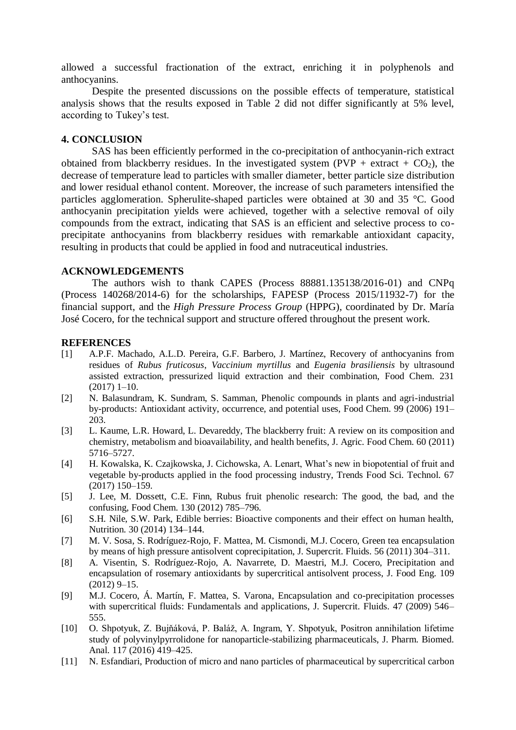allowed a successful fractionation of the extract, enriching it in polyphenols and anthocyanins.

Despite the presented discussions on the possible effects of temperature, statistical analysis shows that the results exposed in Table 2 did not differ significantly at 5% level, according to Tukey's test.

## 4. CONCLUSION

SAS has been efficiently performed in the co-precipitation of anthocyanin-rich extract obtained from blackberry residues. In the investigated system (PVP + extract + $CO_2$), the decrease of temperature lead to particles with smaller diameter, better particle size distribution and lower residual ethanol content. Moreover, the increase of such parameters intensified the particles agglomeration. Spherulite-shaped particles were obtained at 30 and 35 °C. Good anthocyanin precipitation yields were achieved, together with a selective removal of oily compounds from the extract, indicating that SAS is an efficient and selective process to co-precipitate anthocyanins from blackberry residues with remarkable antioxidant capacity, resulting in products that could be applied in food and nutraceutical industries.

## ACKNOWLEDGEMENTS

The authors wish to thank CAPES (Process 88881.135138/2016-01) and CNPq (Process 140268/2014-6) for the scholarships, FAPESP (Process 2015/11932-7) for the financial support, and the *High Pressure Process Group* (HPPG), coordinated by Dr. María José Cocero, for the technical support and structure offered throughout the present work.

## REFERENCES

[1] A.P.F. Machado, A.L.D. Pereira, G.F. Barbero, J. Martínez, Recovery of anthocyanins from residues of *Rubus fruticosus*, *Vaccinium myrtillus* and *Eugenia brasiliensis* by ultrasound assisted extraction, pressurized liquid extraction and their combination, Food Chem. 231 (2017) 1–10.

[2] N. Balasundram, K. Sundram, S. Samman, Phenolic compounds in plants and agri-industrial by-products: Antioxidant activity, occurrence, and potential uses, Food Chem. 99 (2006) 191–203.

[3] L. Kaume, L.R. Howard, L. Devareddy, The blackberry fruit: A review on its composition and chemistry, metabolism and bioavailability, and health benefits, J. Agric. Food Chem. 60 (2011) 5716–5727.

[4] H. Kowalska, K. Czajkowska, J. Cichowska, A. Lenart, What's new in biopotential of fruit and vegetable by-products applied in the food processing industry, Trends Food Sci. Technol. 67 (2017) 150–159.

[5] J. Lee, M. Dossett, C.E. Finn, Rubus fruit phenolic research: The good, the bad, and the confusing, Food Chem. 130 (2012) 785–796.

[6] S.H. Nile, S.W. Park, Edible berries: Bioactive components and their effect on human health, Nutrition. 30 (2014) 134–144.

[7] M. V. Sosa, S. Rodríguez-Rojo, F. Mattea, M. Cismondi, M.J. Cocero, Green tea encapsulation by means of high pressure antisolvent coprecipitation, J. Supercrit. Fluids. 56 (2011) 304–311.

[8] A. Visentin, S. Rodríguez-Rojo, A. Navarrete, D. Maestri, M.J. Cocero, Precipitation and encapsulation of rosemary antioxidants by supercritical antisolvent process, J. Food Eng. 109 (2012) 9–15.

[9] M.J. Cocero, Á. Martín, F. Mattea, S. Varona, Encapsulation and co-precipitation processes with supercritical fluids: Fundamentals and applications, J. Supercrit. Fluids. 47 (2009) 546–555.

[10] O. Shpotyuk, Z. Bujňáková, P. Baláž, A. Ingram, Y. Shpotyuk, Positron annihilation lifetime study of polyvinylpyrrolidone for nanoparticle-stabilizing pharmaceuticals, J. Pharm. Biomed. Anal. 117 (2016) 419–425.

[11] N. Esfandiari, Production of micro and nano particles of pharmaceutical by supercritical carbon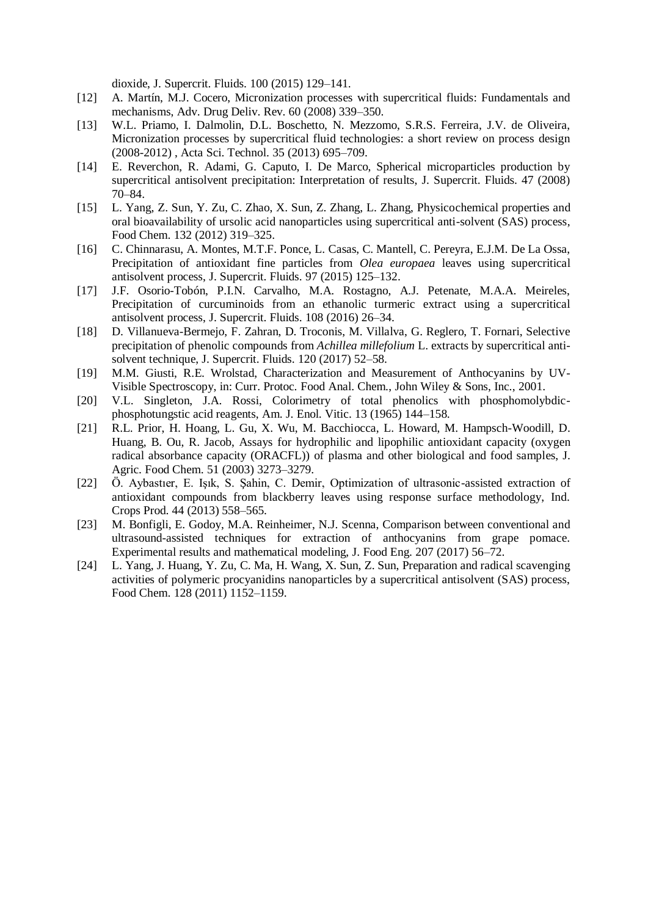dioxide, J. Supercrit. Fluids. 100 (2015) 129–141.

[12] A. Martín, M.J. Cocero, Micronization processes with supercritical fluids: Fundamentals and mechanisms, Adv. Drug Deliv. Rev. 60 (2008) 339–350.

[13] W.L. Priamo, I. Dalmolin, D.L. Boschetto, N. Mezzomo, S.R.S. Ferreira, J.V. de Oliveira, Micronization processes by supercritical fluid technologies: a short review on process design (2008-2012) , Acta Sci. Technol. 35 (2013) 695–709.

[14] E. Reverchon, R. Adami, G. Caputo, I. De Marco, Spherical microparticles production by supercritical antisolvent precipitation: Interpretation of results, J. Supercrit. Fluids. 47 (2008) 70–84.

[15] L. Yang, Z. Sun, Y. Zu, C. Zhao, X. Sun, Z. Zhang, L. Zhang, Physicochemical properties and oral bioavailability of ursolic acid nanoparticles using supercritical anti-solvent (SAS) process, Food Chem. 132 (2012) 319–325.

[16] C. Chinnarasu, A. Montes, M.T.F. Ponce, L. Casas, C. Mantell, C. Pereyra, E.J.M. De La Ossa, Precipitation of antioxidant fine particles from *Olea europaea* leaves using supercritical antisolvent process, J. Supercrit. Fluids. 97 (2015) 125–132.

[17] J.F. Osorio-Tobón, P.I.N. Carvalho, M.A. Rostagno, A.J. Petenate, M.A.A. Meireles, Precipitation of curcuminoids from an ethanolic turmeric extract using a supercritical antisolvent process, J. Supercrit. Fluids. 108 (2016) 26–34.

[18] D. Villanueva-Bermejo, F. Zahran, D. Troconis, M. Villalva, G. Reglero, T. Fornari, Selective precipitation of phenolic compounds from *Achillea millefolium* L. extracts by supercritical anti-solvent technique, J. Supercrit. Fluids. 120 (2017) 52–58.

[19] M.M. Giusti, R.E. Wrolstad, Characterization and Measurement of Anthocyanins by UV-Visible Spectroscopy, in: Curr. Protoc. Food Anal. Chem., John Wiley & Sons, Inc., 2001.

[20] V.L. Singleton, J.A. Rossi, Colorimetry of total phenolics with phosphomolybdic-phosphotungstic acid reagents, Am. J. Enol. Vitic. 13 (1965) 144–158.

[21] R.L. Prior, H. Hoang, L. Gu, X. Wu, M. Bacchiocca, L. Howard, M. Hampsch-Woodill, D. Huang, B. Ou, R. Jacob, Assays for hydrophilic and lipophilic antioxidant capacity (oxygen radical absorbance capacity (ORACFL)) of plasma and other biological and food samples, J. Agric. Food Chem. 51 (2003) 3273–3279.

[22] Ö. Aybastıer, E. Işık, S. Şahin, C. Demir, Optimization of ultrasonic-assisted extraction of antioxidant compounds from blackberry leaves using response surface methodology, Ind. Crops Prod. 44 (2013) 558–565.

[23] M. Bonfigli, E. Godoy, M.A. Reinheimer, N.J. Scenna, Comparison between conventional and ultrasound-assisted techniques for extraction of anthocyanins from grape pomace. Experimental results and mathematical modeling, J. Food Eng. 207 (2017) 56–72.

[24] L. Yang, J. Huang, Y. Zu, C. Ma, H. Wang, X. Sun, Z. Sun, Preparation and radical scavenging activities of polymeric procyanidins nanoparticles by a supercritical antisolvent (SAS) process, Food Chem. 128 (2011) 1152–1159.